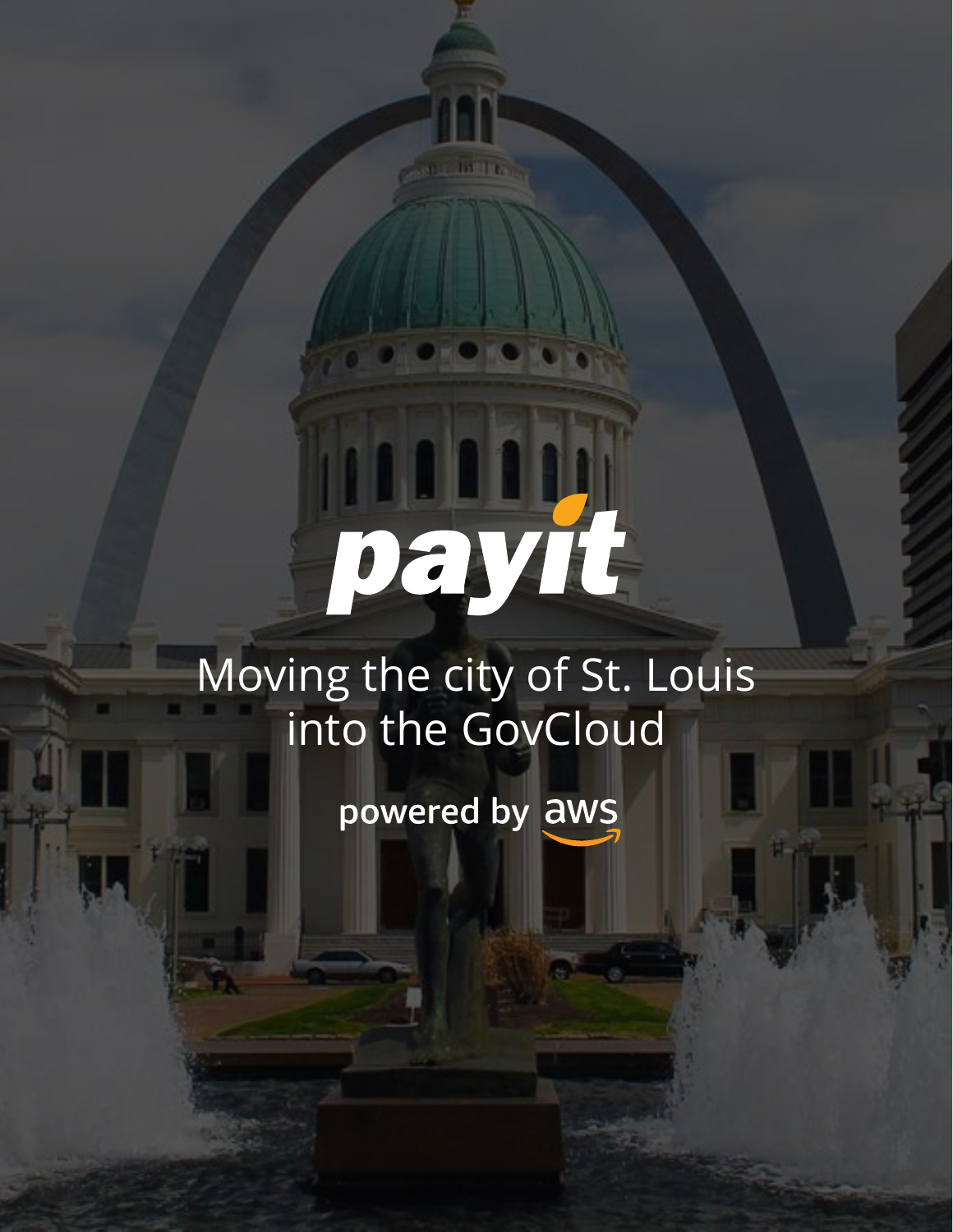# payit

## Moving the city of St. Louis into the GovCloud

**powered by aws**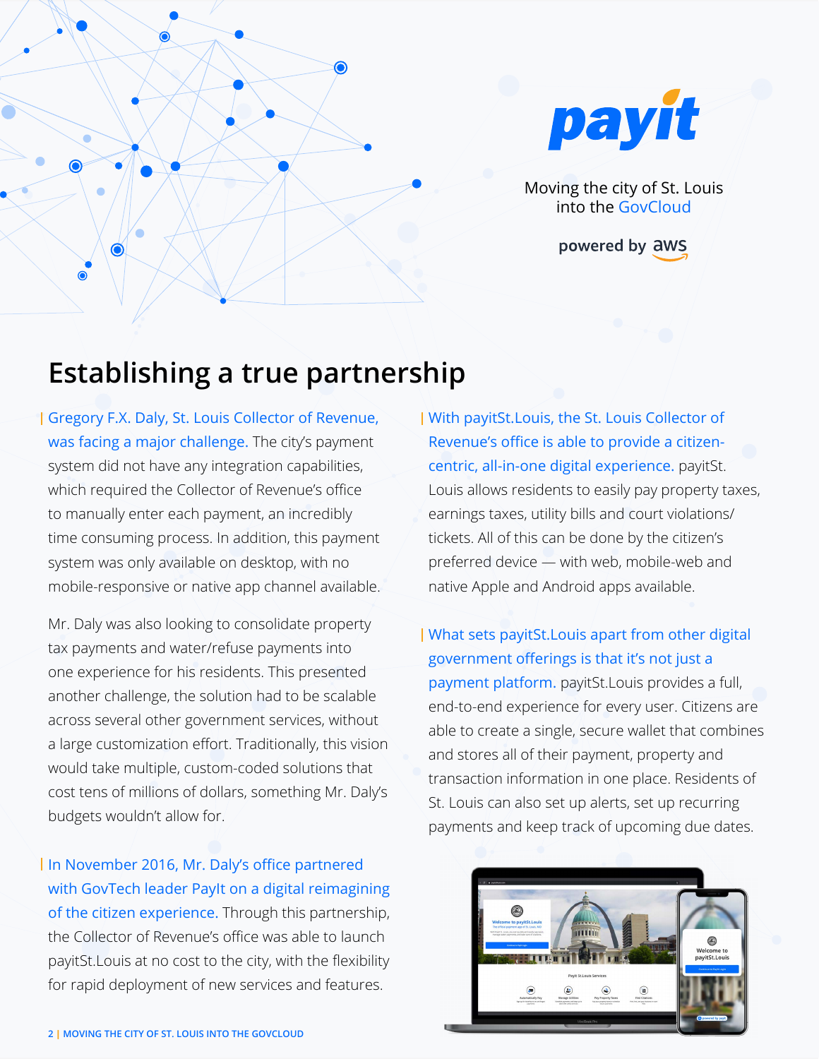payit

Moving the city of St. Louis into the GovCloud

powered by aws

# Establishing a true partnership

**Gregory F.X. Daly, St. Louis Collector of Revenue, was facing a major challenge.** The city's payment system did not have any integration capabilities, which required the Collector of Revenue's office to manually enter each payment, an incredibly time consuming process. In addition, this payment system was only available on desktop, with no mobile-responsive or native app channel available.

Mr. Daly was also looking to consolidate property tax payments and water/refuse payments into one experience for his residents. This presented another challenge, the solution had to be scalable across several other government services, without a large customization effort. Traditionally, this vision would take multiple, custom-coded solutions that cost tens of millions of dollars, something Mr. Daly's budgets wouldn't allow for.

**In November 2016, Mr. Daly's office partnered with GovTech leader PayIt on a digital reimagining of the citizen experience.** Through this partnership, the Collector of Revenue's office was able to launch payitSt.Louis at no cost to the city, with the flexibility for rapid deployment of new services and features.

**With payitSt.Louis, the St. Louis Collector of Revenue's office is able to provide a citizen-centric, all-in-one digital experience.** payitSt. Louis allows residents to easily pay property taxes, earnings taxes, utility bills and court violations/tickets. All of this can be done by the citizen's preferred device — with web, mobile-web and native Apple and Android apps available.

**What sets payitSt.Louis apart from other digital government offerings is that it's not just a payment platform.** payitSt.Louis provides a full, end-to-end experience for every user. Citizens are able to create a single, secure wallet that combines and stores all of their payment, property and transaction information in one place. Residents of St. Louis can also set up alerts, set up recurring payments and keep track of upcoming due dates.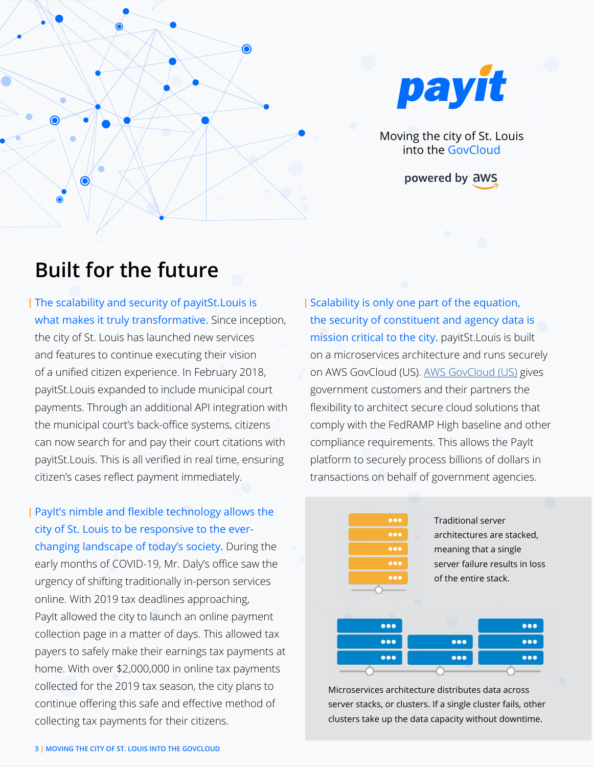payit

Moving the city of St. Louis into the GovCloud

powered by aws

# Built for the future

The scalability and security of payitSt.Louis is what makes it truly transformative. Since inception, the city of St. Louis has launched new services and features to continue executing their vision of a unified citizen experience. In February 2018, payitSt.Louis expanded to include municipal court payments. Through an additional API integration with the municipal court's back-office systems, citizens can now search for and pay their court citations with payitSt.Louis. This is all verified in real time, ensuring citizen's cases reflect payment immediately.

PayIt's nimble and flexible technology allows the city of St. Louis to be responsive to the ever-changing landscape of today's society. During the early months of COVID-19, Mr. Daly's office saw the urgency of shifting traditionally in-person services online. With 2019 tax deadlines approaching, PayIt allowed the city to launch an online payment collection page in a matter of days. This allowed tax payers to safely make their earnings tax payments at home. With over $2,000,000 in online tax payments collected for the 2019 tax season, the city plans to continue offering this safe and effective method of collecting tax payments for their citizens.

Scalability is only one part of the equation, the security of constituent and agency data is mission critical to the city. payitSt.Louis is built on a microservices architecture and runs securely on AWS GovCloud (US). [AWS GovCloud (US)] gives government customers and their partners the flexibility to architect secure cloud solutions that comply with the FedRAMP High baseline and other compliance requirements. This allows the PayIt platform to securely process billions of dollars in transactions on behalf of government agencies.

Traditional server architectures are stacked, meaning that a single server failure results in loss of the entire stack.

Microservices architecture distributes data across server stacks, or clusters. If a single cluster fails, other clusters take up the data capacity without downtime.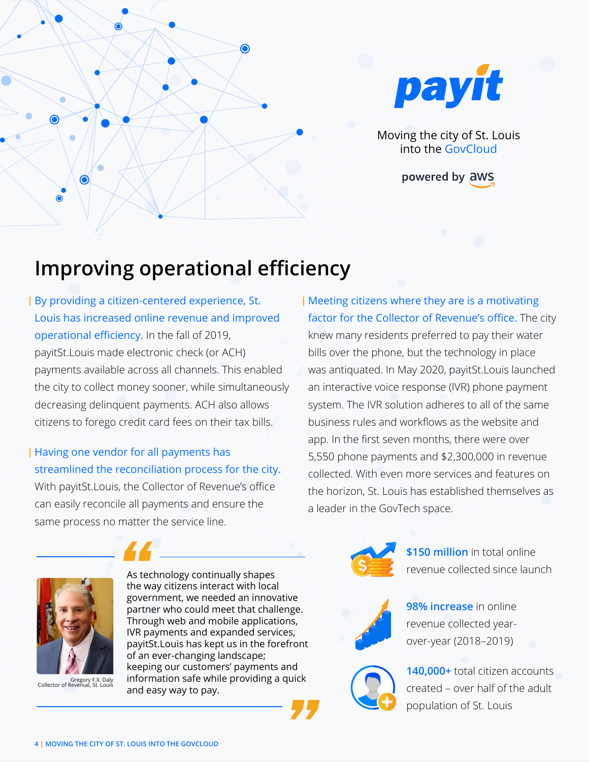payit

Moving the city of St. Louis into the GovCloud

powered by aws

# Improving operational efficiency

By providing a citizen-centered experience, St. Louis has increased online revenue and improved operational efficiency. In the fall of 2019, payitSt.Louis made electronic check (or ACH) payments available across all channels. This enabled the city to collect money sooner, while simultaneously decreasing delinquent payments. ACH also allows citizens to forego credit card fees on their tax bills.

Having one vendor for all payments has streamlined the reconciliation process for the city. With payitSt.Louis, the Collector of Revenue's office can easily reconcile all payments and ensure the same process no matter the service line.

Meeting citizens where they are is a motivating factor for the Collector of Revenue's office. The city knew many residents preferred to pay their water bills over the phone, but the technology in place was antiquated. In May 2020, payitSt.Louis launched an interactive voice response (IVR) phone payment system. The IVR solution adheres to all of the same business rules and workflows as the website and app. In the first seven months, there were over 5,550 phone payments and $2,300,000 in revenue collected. With even more services and features on the horizon, St. Louis has established themselves as a leader in the GovTech space.

> "As technology continually shapes the way citizens interact with local government, we needed an innovative partner who could meet that challenge. Through web and mobile applications, IVR payments and expanded services, payitSt.Louis has kept us in the forefront of an ever-changing landscape; keeping our customers' payments and information safe while providing a quick and easy way to pay."

Gregory F.X. Daly
Collector of Revenue, St. Louis

**$150 million** in total online revenue collected since launch

**98% increase** in online revenue collected year-over-year (2018–2019)

**140,000+** total citizen accounts created – over half of the adult population of St. Louis